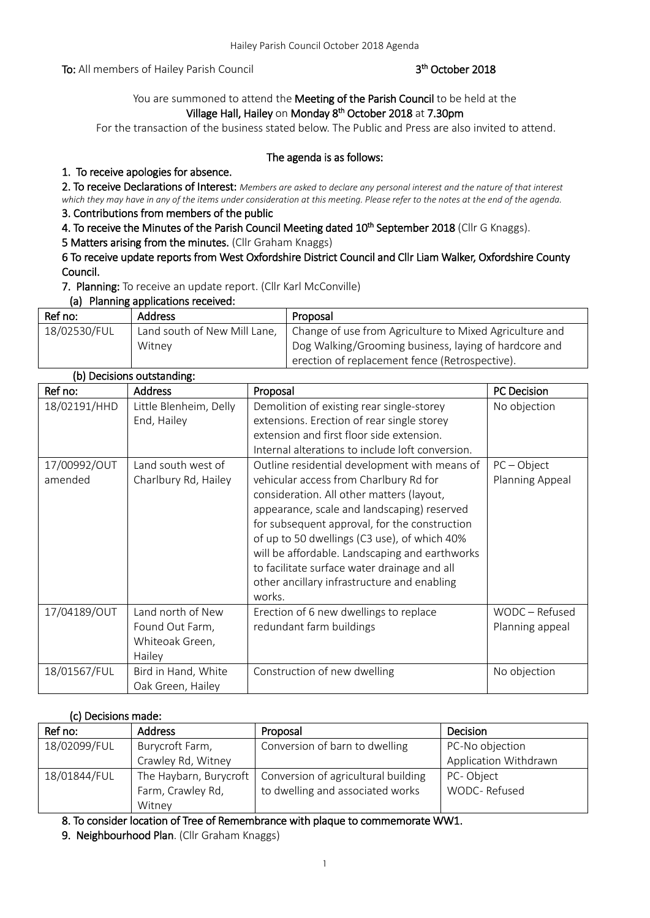**To:** All members of Hailey Parish Council **3th October 2018**

You are summoned to attend the **Meeting of the Parish Council** to be held at the **Village Hall, Hailey** on **Monday 8th October 2018** at **7.30pm**

For the transaction of the business stated below. The Public and Press are also invited to attend.

**The agenda is as follows:**

**1. To receive apologies for absence.**

**2. To receive Declarations of Interest:** *Members are asked to declare any personal interest and the nature of that interest which they may have in any of the items under consideration at this meeting. Please refer to the notes at the end of the agenda.*

**3. Contributions from members of the public**

**4. To receive the Minutes of the Parish Council Meeting dated 10th September 2018** (Cllr G Knaggs).

**5 Matters arising from the minutes.** (Cllr Graham Knaggs)

**6 To receive update reports from West Oxfordshire District Council and Cllr Liam Walker, Oxfordshire County Council.**

**7. Planning:** To receive an update report. (Cllr Karl McConville)

**(a) Planning applications received:**

| Ref no: | Address | Proposal |
|---|---|---|
| 18/02530/FUL | Land south of New Mill Lane, Witney | Change of use from Agriculture to Mixed Agriculture and Dog Walking/Grooming business, laying of hardcore and erection of replacement fence (Retrospective). |

**(b) Decisions outstanding:**

| Ref no: | Address | Proposal | PC Decision |
|---|---|---|---|
| 18/02191/HHD | Little Blenheim, Delly End, Hailey | Demolition of existing rear single-storey extensions. Erection of rear single storey extension and first floor side extension. Internal alterations to include loft conversion. | No objection |
| 17/00992/OUT amended | Land south west of Charlbury Rd, Hailey | Outline residential development with means of vehicular access from Charlbury Rd for consideration. All other matters (layout, appearance, scale and landscaping) reserved for subsequent approval, for the construction of up to 50 dwellings (C3 use), of which 40% will be affordable. Landscaping and earthworks to facilitate surface water drainage and all other ancillary infrastructure and enabling works. | PC – Object Planning Appeal |
| 17/04189/OUT | Land north of New Found Out Farm, Whiteoak Green, Hailey | Erection of 6 new dwellings to replace redundant farm buildings | WODC – Refused Planning appeal |
| 18/01567/FUL | Bird in Hand, White Oak Green, Hailey | Construction of new dwelling | No objection |

**(c) Decisions made:**

| Ref no: | Address | Proposal | Decision |
|---|---|---|---|
| 18/02099/FUL | Burycroft Farm, Crawley Rd, Witney | Conversion of barn to dwelling | PC-No objection Application Withdrawn |
| 18/01844/FUL | The Haybarn, Burycroft Farm, Crawley Rd, Witney | Conversion of agricultural building to dwelling and associated works | PC- Object WODC- Refused |

**8. To consider location of Tree of Remembrance with plaque to commemorate WW1.**

**9. Neighbourhood Plan**. (Cllr Graham Knaggs)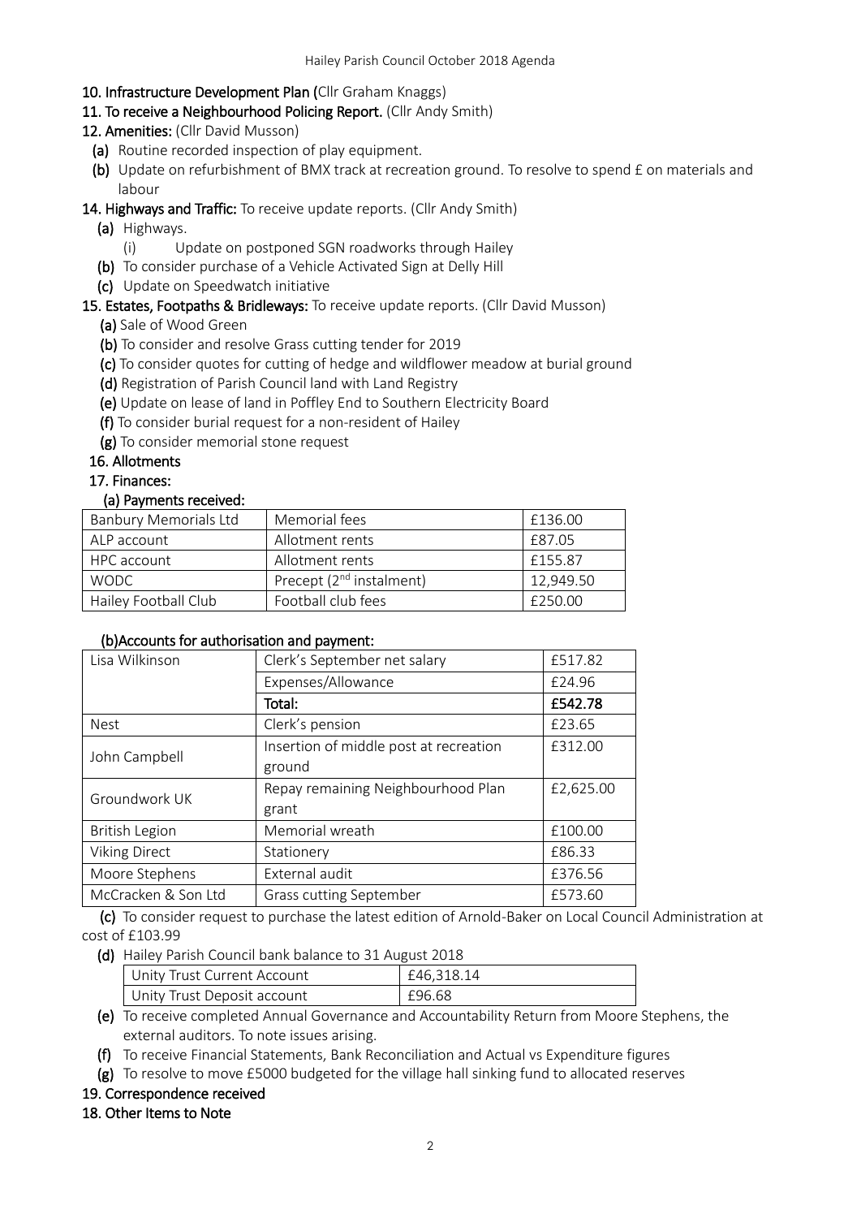**10. Infrastructure Development Plan (**Cllr Graham Knaggs)

**11. To receive a Neighbourhood Policing Report.** (Cllr Andy Smith)

**12. Amenities:** (Cllr David Musson)

- **(a)** Routine recorded inspection of play equipment.
- **(b)** Update on refurbishment of BMX track at recreation ground. To resolve to spend £ on materials and labour

**14. Highways and Traffic:** To receive update reports. (Cllr Andy Smith)

- **(a)** Highways.
  - (i) Update on postponed SGN roadworks through Hailey
- **(b)** To consider purchase of a Vehicle Activated Sign at Delly Hill
- **(c)** Update on Speedwatch initiative

**15. Estates, Footpaths & Bridleways:** To receive update reports. (Cllr David Musson)

- **(a)** Sale of Wood Green
- **(b)** To consider and resolve Grass cutting tender for 2019
- **(c)** To consider quotes for cutting of hedge and wildflower meadow at burial ground
- **(d)** Registration of Parish Council land with Land Registry
- **(e)** Update on lease of land in Poffley End to Southern Electricity Board
- **(f)** To consider burial request for a non-resident of Hailey
- **(g)** To consider memorial stone request

**16. Allotments**

**17. Finances:**

**(a) Payments received:**

| Banbury Memorials Ltd | Memorial fees | £136.00 |
|---|---|---|
| ALP account | Allotment rents | £87.05 |
| HPC account | Allotment rents | £155.87 |
| WODC | Precept (2nd instalment) | 12,949.50 |
| Hailey Football Club | Football club fees | £250.00 |

**(b)Accounts for authorisation and payment:**

| Lisa Wilkinson | Clerk's September net salary | £517.82 |
|---|---|---|
| | Expenses/Allowance | £24.96 |
| | **Total:** | **£542.78** |
| Nest | Clerk's pension | £23.65 |
| John Campbell | Insertion of middle post at recreation ground | £312.00 |
| Groundwork UK | Repay remaining Neighbourhood Plan grant | £2,625.00 |
| British Legion | Memorial wreath | £100.00 |
| Viking Direct | Stationery | £86.33 |
| Moore Stephens | External audit | £376.56 |
| McCracken & Son Ltd | Grass cutting September | £573.60 |

**(c)** To consider request to purchase the latest edition of Arnold-Baker on Local Council Administration at cost of £103.99

**(d)** Hailey Parish Council bank balance to 31 August 2018

| Unity Trust Current Account | £46,318.14 |
|---|---|
| Unity Trust Deposit account | £96.68 |

- **(e)** To receive completed Annual Governance and Accountability Return from Moore Stephens, the external auditors. To note issues arising.
- **(f)** To receive Financial Statements, Bank Reconciliation and Actual vs Expenditure figures
- **(g)** To resolve to move £5000 budgeted for the village hall sinking fund to allocated reserves

**19. Correspondence received**

**18. Other Items to Note**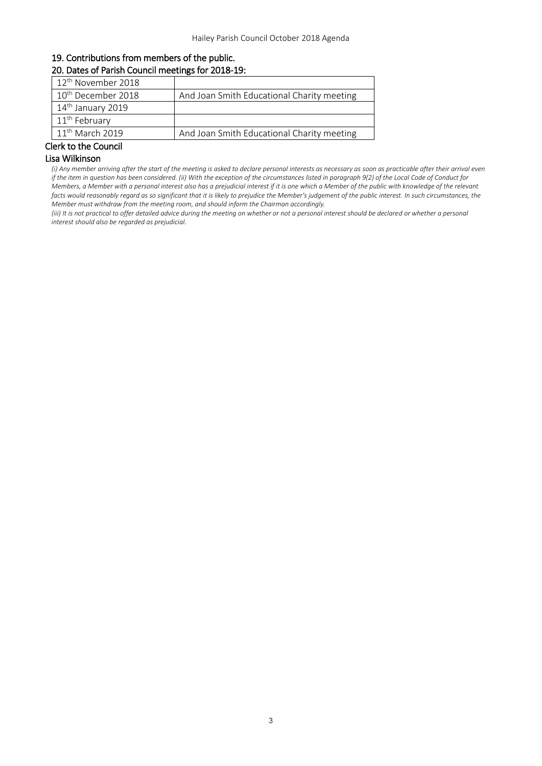## 19. Contributions from members of the public.

## 20. Dates of Parish Council meetings for 2018-19:

| | |
|---|---|
| 12th November 2018 | |
| 10th December 2018 | And Joan Smith Educational Charity meeting |
| 14th January 2019 | |
| 11th February | |
| 11th March 2019 | And Joan Smith Educational Charity meeting |

**Clerk to the Council**

**Lisa Wilkinson**

*(i) Any member arriving after the start of the meeting is asked to declare personal interests as necessary as soon as practicable after their arrival even if the item in question has been considered. (ii) With the exception of the circumstances listed in paragraph 9(2) of the Local Code of Conduct for Members, a Member with a personal interest also has a prejudicial interest if it is one which a Member of the public with knowledge of the relevant facts would reasonably regard as so significant that it is likely to prejudice the Member's judgement of the public interest. In such circumstances, the Member must withdraw from the meeting room, and should inform the Chairman accordingly.*

*(iii) It is not practical to offer detailed advice during the meeting on whether or not a personal interest should be declared or whether a personal interest should also be regarded as prejudicial.*